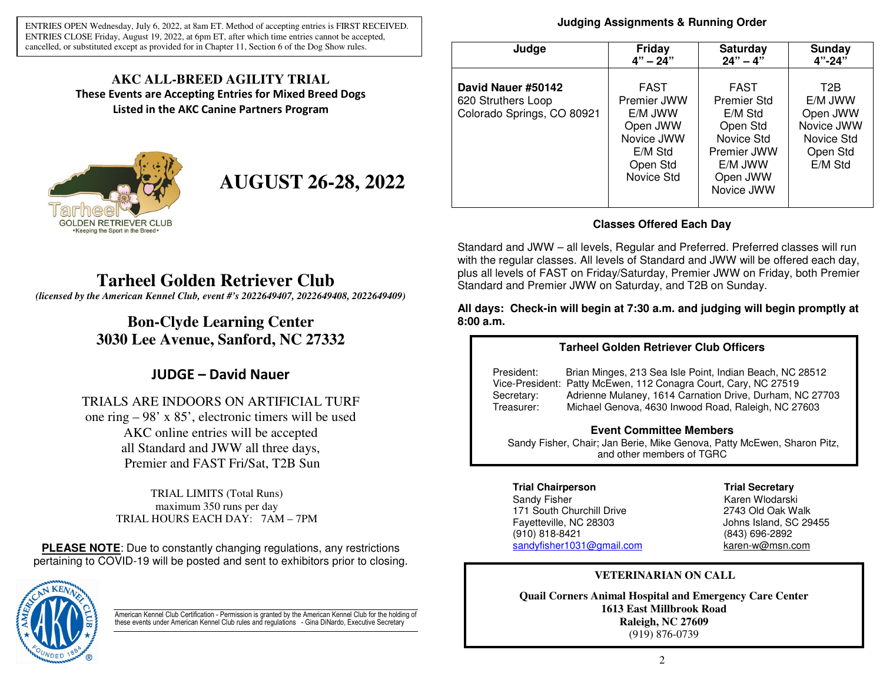ENTRIES OPEN Wednesday, July 6, 2022, at 8am ET. Method of accepting entries is FIRST RECEIVED. ENTRIES CLOSE Friday, August 19, 2022, at 6pm ET, after which time entries cannot be accepted, cancelled, or substituted except as provided for in Chapter 11, Section 6 of the Dog Show rules.

## AKC ALL-BREED AGILITY TRIAL

**These Events are Accepting Entries for Mixed Breed Dogs Listed in the AKC Canine Partners Program**

Tarheel GOLDEN RETRIEVER CLUB
•Keeping the Sport in the Breed•

# AUGUST 26-28, 2022

# Tarheel Golden Retriever Club

*(licensed by the American Kennel Club, event #'s 2022649407, 2022649408, 2022649409)*

## Bon-Clyde Learning Center
## 3030 Lee Avenue, Sanford, NC 27332

## JUDGE – David Nauer

TRIALS ARE INDOORS ON ARTIFICIAL TURF
one ring – 98' x 85', electronic timers will be used
AKC online entries will be accepted
all Standard and JWW all three days,
Premier and FAST Fri/Sat, T2B Sun

TRIAL LIMITS (Total Runs)
maximum 350 runs per day
TRIAL HOURS EACH DAY: 7AM – 7PM

**PLEASE NOTE**: Due to constantly changing regulations, any restrictions pertaining to COVID-19 will be posted and sent to exhibitors prior to closing.

American Kennel Club Certification - Permission is granted by the American Kennel Club for the holding of these events under American Kennel Club rules and regulations - Gina DiNardo, Executive Secretary

### Judging Assignments & Running Order

| Judge | Friday 4" – 24" | Saturday 24" – 4" | Sunday 4"-24" |
|---|---|---|---|
| **David Nauer #50142**<br>620 Struthers Loop<br>Colorado Springs, CO 80921 | FAST<br>Premier JWW<br>E/M JWW<br>Open JWW<br>Novice JWW<br>E/M Std<br>Open Std<br>Novice Std | FAST<br>Premier Std<br>E/M Std<br>Open Std<br>Novice Std<br>Premier JWW<br>E/M JWW<br>Open JWW<br>Novice JWW | T2B<br>E/M JWW<br>Open JWW<br>Novice JWW<br>Novice Std<br>Open Std<br>E/M Std |

### Classes Offered Each Day

Standard and JWW – all levels, Regular and Preferred. Preferred classes will run with the regular classes. All levels of Standard and JWW will be offered each day, plus all levels of FAST on Friday/Saturday, Premier JWW on Friday, both Premier Standard and Premier JWW on Saturday, and T2B on Sunday.

**All days: Check-in will begin at 7:30 a.m. and judging will begin promptly at 8:00 a.m.**

### Tarheel Golden Retriever Club Officers

President: Brian Minges, 213 Sea Isle Point, Indian Beach, NC 28512
Vice-President: Patty McEwen, 112 Conagra Court, Cary, NC 27519
Secretary: Adrienne Mulaney, 1614 Carnation Drive, Durham, NC 27703
Treasurer: Michael Genova, 4630 Inwood Road, Raleigh, NC 27603

### Event Committee Members

Sandy Fisher, Chair; Jan Berie, Mike Genova, Patty McEwen, Sharon Pitz, and other members of TGRC

**Trial Chairperson**
Sandy Fisher
171 South Churchill Drive
Fayetteville, NC 28303
(910) 818-8421
sandyfisher1031@gmail.com

**Trial Secretary**
Karen Wlodarski
2743 Old Oak Walk
Johns Island, SC 29455
(843) 696-2892
karen-w@msn.com

### VETERINARIAN ON CALL

**Quail Corners Animal Hospital and Emergency Care Center**
**1613 East Millbrook Road**
**Raleigh, NC 27609**
(919) 876-0739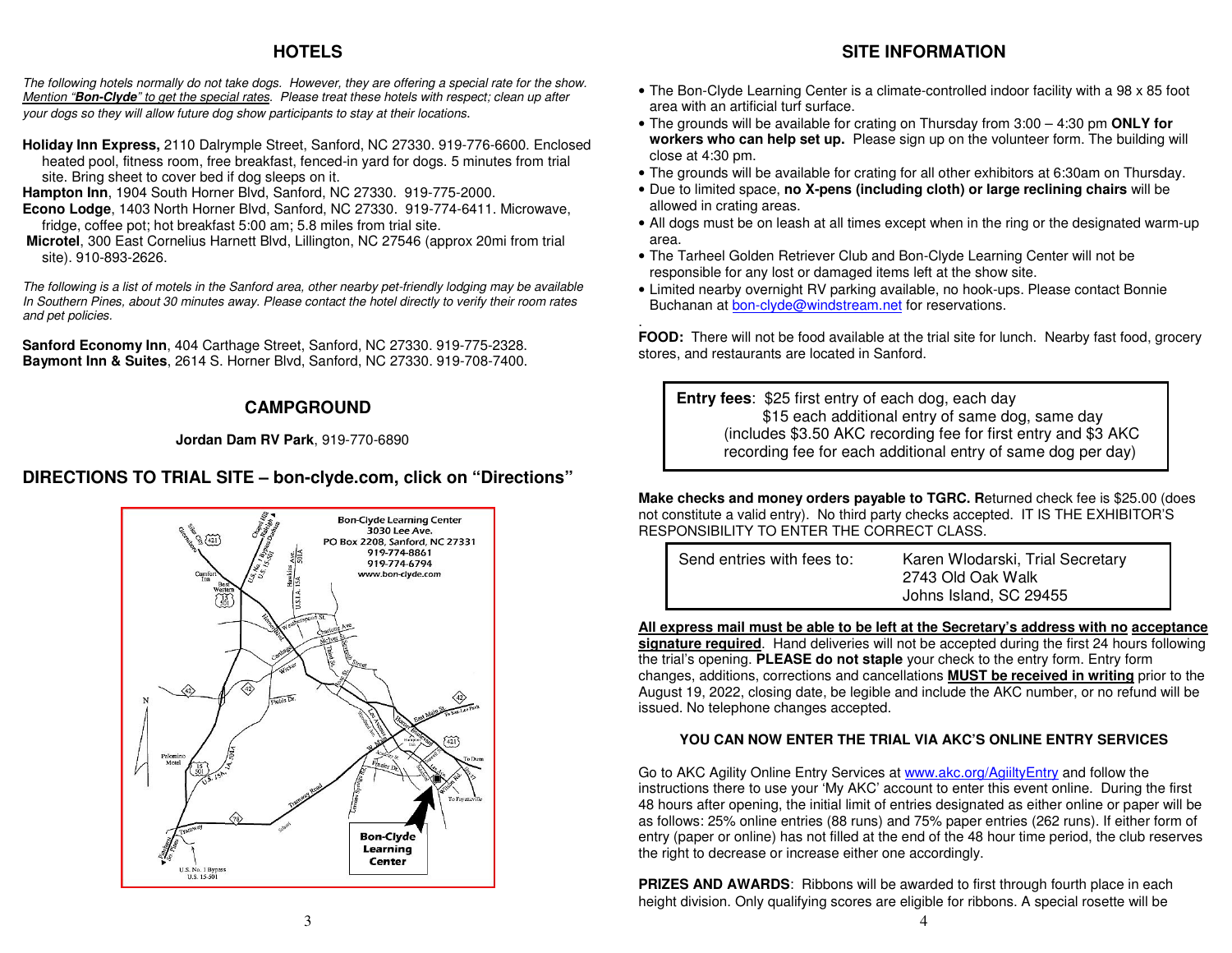## HOTELS

*The following hotels normally do not take dogs. However, they are offering a special rate for the show. Mention "**Bon-Clyde**" to get the special rates. Please treat these hotels with respect; clean up after your dogs so they will allow future dog show participants to stay at their locations.*

**Holiday Inn Express,** 2110 Dalrymple Street, Sanford, NC 27330. 919-776-6600. Enclosed heated pool, fitness room, free breakfast, fenced-in yard for dogs. 5 minutes from trial site. Bring sheet to cover bed if dog sleeps on it.
**Hampton Inn**, 1904 South Horner Blvd, Sanford, NC 27330. 919-775-2000.
**Econo Lodge**, 1403 North Horner Blvd, Sanford, NC 27330. 919-774-6411. Microwave, fridge, coffee pot; hot breakfast 5:00 am; 5.8 miles from trial site.
**Microtel**, 300 East Cornelius Harnett Blvd, Lillington, NC 27546 (approx 20mi from trial site). 910-893-2626.

*The following is a list of motels in the Sanford area, other nearby pet-friendly lodging may be available In Southern Pines, about 30 minutes away. Please contact the hotel directly to verify their room rates and pet policies.*

**Sanford Economy Inn**, 404 Carthage Street, Sanford, NC 27330. 919-775-2328.
**Baymont Inn & Suites**, 2614 S. Horner Blvd, Sanford, NC 27330. 919-708-7400.

## CAMPGROUND

**Jordan Dam RV Park**, 919-770-6890

## DIRECTIONS TO TRIAL SITE – bon-clyde.com, click on "Directions"

Bon-Clyde Learning Center
3030 Lee Ave.
PO Box 2208, Sanford, NC 27331
919-774-8861
919-774-6794
www.bon-clyde.com

## SITE INFORMATION

- The Bon-Clyde Learning Center is a climate-controlled indoor facility with a 98 x 85 foot area with an artificial turf surface.
- The grounds will be available for crating on Thursday from 3:00 – 4:30 pm **ONLY for workers who can help set up.** Please sign up on the volunteer form. The building will close at 4:30 pm.
- The grounds will be available for crating for all other exhibitors at 6:30am on Thursday.
- Due to limited space, **no X-pens (including cloth) or large reclining chairs** will be allowed in crating areas.
- All dogs must be on leash at all times except when in the ring or the designated warm-up area.
- The Tarheel Golden Retriever Club and Bon-Clyde Learning Center will not be responsible for any lost or damaged items left at the show site.
- Limited nearby overnight RV parking available, no hook-ups. Please contact Bonnie Buchanan at bon-clyde@windstream.net for reservations.

**FOOD:** There will not be food available at the trial site for lunch. Nearby fast food, grocery stores, and restaurants are located in Sanford.

**Entry fees**: $25 first entry of each dog, each day
$15 each additional entry of same dog, same day
(includes $3.50 AKC recording fee for first entry and $3 AKC recording fee for each additional entry of same dog per day)

**Make checks and money orders payable to TGRC. R**eturned check fee is $25.00 (does not constitute a valid entry). No third party checks accepted. IT IS THE EXHIBITOR'S RESPONSIBILITY TO ENTER THE CORRECT CLASS.

| Send entries with fees to: | Karen Wlodarski, Trial Secretary<br>2743 Old Oak Walk<br>Johns Island, SC 29455 |
|---|---|

**All express mail must be able to be left at the Secretary's address with no acceptance signature required**. Hand deliveries will not be accepted during the first 24 hours following the trial's opening. **PLEASE do not staple** your check to the entry form. Entry form changes, additions, corrections and cancellations **MUST be received in writing** prior to the August 19, 2022, closing date, be legible and include the AKC number, or no refund will be issued. No telephone changes accepted.

**YOU CAN NOW ENTER THE TRIAL VIA AKC'S ONLINE ENTRY SERVICES**

Go to AKC Agility Online Entry Services at www.akc.org/AgiiltyEntry and follow the instructions there to use your 'My AKC' account to enter this event online. During the first 48 hours after opening, the initial limit of entries designated as either online or paper will be as follows: 25% online entries (88 runs) and 75% paper entries (262 runs). If either form of entry (paper or online) has not filled at the end of the 48 hour time period, the club reserves the right to decrease or increase either one accordingly.

**PRIZES AND AWARDS**: Ribbons will be awarded to first through fourth place in each height division. Only qualifying scores are eligible for ribbons. A special rosette will be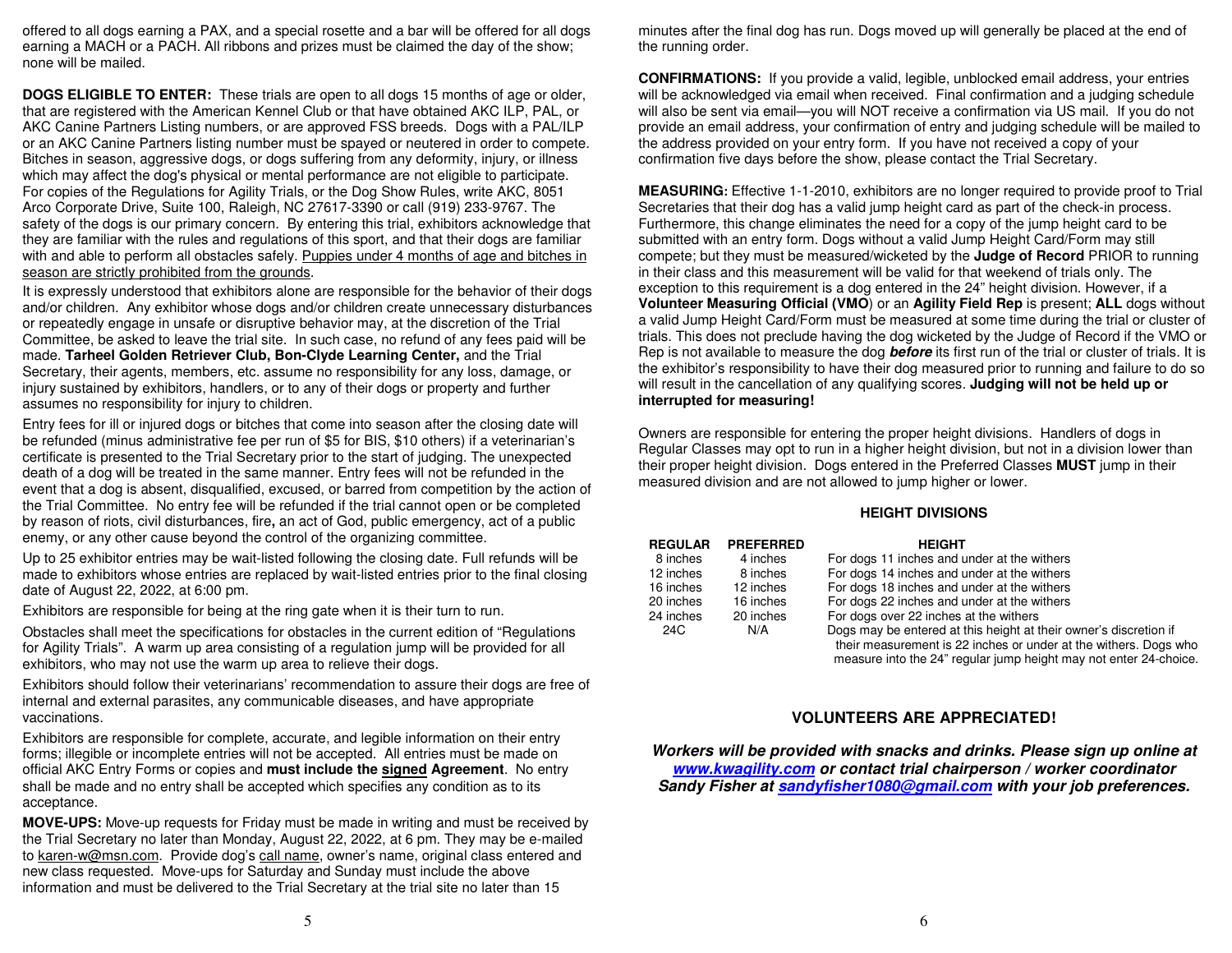offered to all dogs earning a PAX, and a special rosette and a bar will be offered for all dogs earning a MACH or a PACH. All ribbons and prizes must be claimed the day of the show; none will be mailed.

**DOGS ELIGIBLE TO ENTER:** These trials are open to all dogs 15 months of age or older, that are registered with the American Kennel Club or that have obtained AKC ILP, PAL, or AKC Canine Partners Listing numbers, or are approved FSS breeds. Dogs with a PAL/ILP or an AKC Canine Partners listing number must be spayed or neutered in order to compete. Bitches in season, aggressive dogs, or dogs suffering from any deformity, injury, or illness which may affect the dog's physical or mental performance are not eligible to participate. For copies of the Regulations for Agility Trials, or the Dog Show Rules, write AKC, 8051 Arco Corporate Drive, Suite 100, Raleigh, NC 27617-3390 or call (919) 233-9767. The safety of the dogs is our primary concern. By entering this trial, exhibitors acknowledge that they are familiar with the rules and regulations of this sport, and that their dogs are familiar with and able to perform all obstacles safely. <u>Puppies under 4 months of age and bitches in season are strictly prohibited from the grounds</u>.

It is expressly understood that exhibitors alone are responsible for the behavior of their dogs and/or children. Any exhibitor whose dogs and/or children create unnecessary disturbances or repeatedly engage in unsafe or disruptive behavior may, at the discretion of the Trial Committee, be asked to leave the trial site. In such case, no refund of any fees paid will be made. **Tarheel Golden Retriever Club, Bon-Clyde Learning Center,** and the Trial Secretary, their agents, members, etc. assume no responsibility for any loss, damage, or injury sustained by exhibitors, handlers, or to any of their dogs or property and further assumes no responsibility for injury to children.

Entry fees for ill or injured dogs or bitches that come into season after the closing date will be refunded (minus administrative fee per run of $5 for BIS, $10 others) if a veterinarian's certificate is presented to the Trial Secretary prior to the start of judging. The unexpected death of a dog will be treated in the same manner. Entry fees will not be refunded in the event that a dog is absent, disqualified, excused, or barred from competition by the action of the Trial Committee. No entry fee will be refunded if the trial cannot open or be completed by reason of riots, civil disturbances, fire**,** an act of God, public emergency, act of a public enemy, or any other cause beyond the control of the organizing committee.

Up to 25 exhibitor entries may be wait-listed following the closing date. Full refunds will be made to exhibitors whose entries are replaced by wait-listed entries prior to the final closing date of August 22, 2022, at 6:00 pm.

Exhibitors are responsible for being at the ring gate when it is their turn to run.

Obstacles shall meet the specifications for obstacles in the current edition of "Regulations for Agility Trials". A warm up area consisting of a regulation jump will be provided for all exhibitors, who may not use the warm up area to relieve their dogs.

Exhibitors should follow their veterinarians' recommendation to assure their dogs are free of internal and external parasites, any communicable diseases, and have appropriate vaccinations.

Exhibitors are responsible for complete, accurate, and legible information on their entry forms; illegible or incomplete entries will not be accepted. All entries must be made on official AKC Entry Forms or copies and **must include the <u>signed</u> Agreement**. No entry shall be made and no entry shall be accepted which specifies any condition as to its acceptance.

**MOVE-UPS:** Move-up requests for Friday must be made in writing and must be received by the Trial Secretary no later than Monday, August 22, 2022, at 6 pm. They may be e-mailed to <u>karen-w@msn.com</u>. Provide dog's <u>call name</u>, owner's name, original class entered and new class requested. Move-ups for Saturday and Sunday must include the above information and must be delivered to the Trial Secretary at the trial site no later than 15 minutes after the final dog has run. Dogs moved up will generally be placed at the end of the running order.

**CONFIRMATIONS:** If you provide a valid, legible, unblocked email address, your entries will be acknowledged via email when received. Final confirmation and a judging schedule will also be sent via email—you will NOT receive a confirmation via US mail. If you do not provide an email address, your confirmation of entry and judging schedule will be mailed to the address provided on your entry form. If you have not received a copy of your confirmation five days before the show, please contact the Trial Secretary.

**MEASURING:** Effective 1-1-2010, exhibitors are no longer required to provide proof to Trial Secretaries that their dog has a valid jump height card as part of the check-in process. Furthermore, this change eliminates the need for a copy of the jump height card to be submitted with an entry form. Dogs without a valid Jump Height Card/Form may still compete; but they must be measured/wicketed by the **Judge of Record** PRIOR to running in their class and this measurement will be valid for that weekend of trials only. The exception to this requirement is a dog entered in the 24" height division. However, if a **Volunteer Measuring Official (VMO**) or an **Agility Field Rep** is present; **ALL** dogs without a valid Jump Height Card/Form must be measured at some time during the trial or cluster of trials. This does not preclude having the dog wicketed by the Judge of Record if the VMO or Rep is not available to measure the dog ***before*** its first run of the trial or cluster of trials. It is the exhibitor's responsibility to have their dog measured prior to running and failure to do so will result in the cancellation of any qualifying scores. **Judging will not be held up or interrupted for measuring!**

Owners are responsible for entering the proper height divisions. Handlers of dogs in Regular Classes may opt to run in a higher height division, but not in a division lower than their proper height division. Dogs entered in the Preferred Classes **MUST** jump in their measured division and are not allowed to jump higher or lower.

## HEIGHT DIVISIONS

| REGULAR | PREFERRED | HEIGHT |
|---|---|---|
| 8 inches | 4 inches | For dogs 11 inches and under at the withers |
| 12 inches | 8 inches | For dogs 14 inches and under at the withers |
| 16 inches | 12 inches | For dogs 18 inches and under at the withers |
| 20 inches | 16 inches | For dogs 22 inches and under at the withers |
| 24 inches | 20 inches | For dogs over 22 inches at the withers |
| 24C | N/A | Dogs may be entered at this height at their owner's discretion if their measurement is 22 inches or under at the withers. Dogs who measure into the 24" regular jump height may not enter 24-choice. |

## VOLUNTEERS ARE APPRECIATED!

***Workers will be provided with snacks and drinks. Please sign up online at <u>www.kwagility.com</u> or contact trial chairperson / worker coordinator Sandy Fisher at <u>sandyfisher1080@gmail.com</u> with your job preferences.***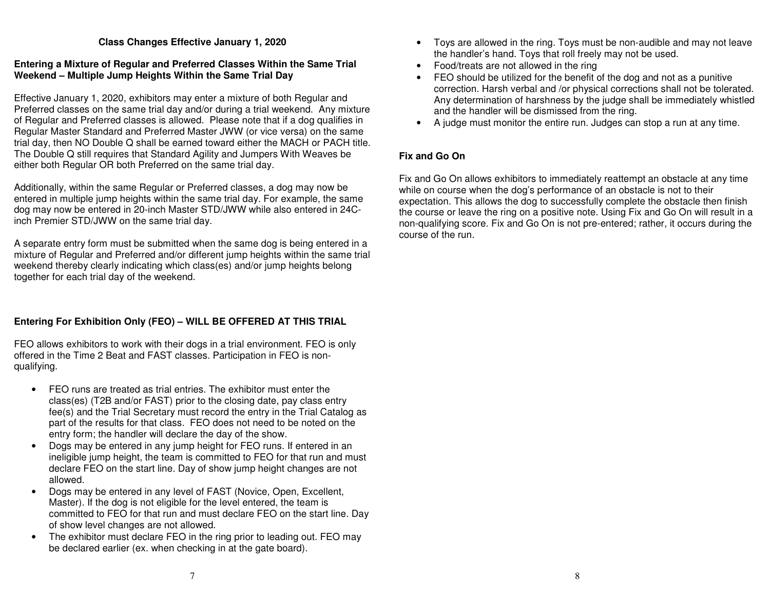### Class Changes Effective January 1, 2020

#### Entering a Mixture of Regular and Preferred Classes Within the Same Trial Weekend – Multiple Jump Heights Within the Same Trial Day

Effective January 1, 2020, exhibitors may enter a mixture of both Regular and Preferred classes on the same trial day and/or during a trial weekend. Any mixture of Regular and Preferred classes is allowed. Please note that if a dog qualifies in Regular Master Standard and Preferred Master JWW (or vice versa) on the same trial day, then NO Double Q shall be earned toward either the MACH or PACH title. The Double Q still requires that Standard Agility and Jumpers With Weaves be either both Regular OR both Preferred on the same trial day.

Additionally, within the same Regular or Preferred classes, a dog may now be entered in multiple jump heights within the same trial day. For example, the same dog may now be entered in 20-inch Master STD/JWW while also entered in 24C-inch Premier STD/JWW on the same trial day.

A separate entry form must be submitted when the same dog is being entered in a mixture of Regular and Preferred and/or different jump heights within the same trial weekend thereby clearly indicating which class(es) and/or jump heights belong together for each trial day of the weekend.

#### Entering For Exhibition Only (FEO) – WILL BE OFFERED AT THIS TRIAL

FEO allows exhibitors to work with their dogs in a trial environment. FEO is only offered in the Time 2 Beat and FAST classes. Participation in FEO is non-qualifying.

- FEO runs are treated as trial entries. The exhibitor must enter the class(es) (T2B and/or FAST) prior to the closing date, pay class entry fee(s) and the Trial Secretary must record the entry in the Trial Catalog as part of the results for that class. FEO does not need to be noted on the entry form; the handler will declare the day of the show.
- Dogs may be entered in any jump height for FEO runs. If entered in an ineligible jump height, the team is committed to FEO for that run and must declare FEO on the start line. Day of show jump height changes are not allowed.
- Dogs may be entered in any level of FAST (Novice, Open, Excellent, Master). If the dog is not eligible for the level entered, the team is committed to FEO for that run and must declare FEO on the start line. Day of show level changes are not allowed.
- The exhibitor must declare FEO in the ring prior to leading out. FEO may be declared earlier (ex. when checking in at the gate board).
- Toys are allowed in the ring. Toys must be non-audible and may not leave the handler's hand. Toys that roll freely may not be used.
- Food/treats are not allowed in the ring
- FEO should be utilized for the benefit of the dog and not as a punitive correction. Harsh verbal and /or physical corrections shall not be tolerated. Any determination of harshness by the judge shall be immediately whistled and the handler will be dismissed from the ring.
- A judge must monitor the entire run. Judges can stop a run at any time.

#### Fix and Go On

Fix and Go On allows exhibitors to immediately reattempt an obstacle at any time while on course when the dog's performance of an obstacle is not to their expectation. This allows the dog to successfully complete the obstacle then finish the course or leave the ring on a positive note. Using Fix and Go On will result in a non-qualifying score. Fix and Go On is not pre-entered; rather, it occurs during the course of the run.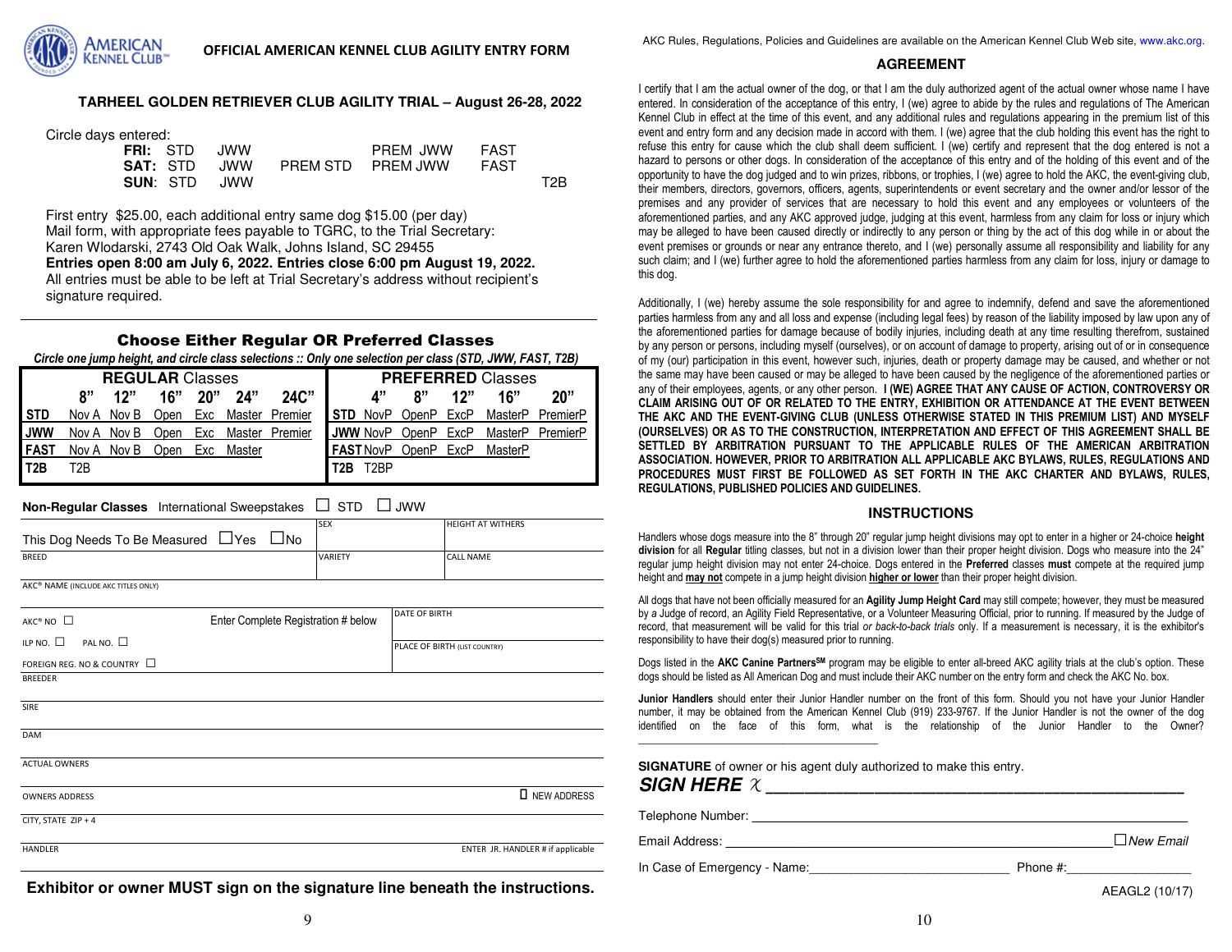**AMERICAN KENNEL CLUB**

**OFFICIAL AMERICAN KENNEL CLUB AGILITY ENTRY FORM**

**TARHEEL GOLDEN RETRIEVER CLUB AGILITY TRIAL – August 26-28, 2022**

Circle days entered:

| | | | | | | |
|---|---|---|---|---|---|---|
| **FRI:** | STD | JWW | | PREM JWW | FAST | |
| **SAT:** | STD | JWW | PREM STD | PREM JWW | FAST | |
| **SUN:** | STD | JWW | | | | T2B |

First entry $25.00, each additional entry same dog $15.00 (per day)
Mail form, with appropriate fees payable to TGRC, to the Trial Secretary:
Karen Wlodarski, 2743 Old Oak Walk, Johns Island, SC 29455
**Entries open 8:00 am July 6, 2022. Entries close 6:00 pm August 19, 2022.**
All entries must be able to be left at Trial Secretary's address without recipient's signature required.

## Choose Either Regular OR Preferred Classes

*Circle one jump height, and circle class selections :: Only one selection per class (STD, JWW, FAST, T2B)*

| REGULAR Classes | | | | | | | PREFERRED Classes | | | | | |
|---|---|---|---|---|---|---|---|---|---|---|---|---|
| | 8" | 12" | 16" | 20" | 24" | 24C" | | 4" | 8" | 12" | 16" | 20" |
| **STD** | Nov A | Nov B | Open | Exc | Master | Premier | **STD** | NovP | OpenP | ExcP | MasterP | PremierP |
| **JWW** | Nov A | Nov B | Open | Exc | Master | Premier | **JWW** | NovP | OpenP | ExcP | MasterP | PremierP |
| **FAST** | Nov A | Nov B | Open | Exc | Master | | **FAST** | NovP | OpenP | ExcP | MasterP | |
| **T2B** | T2B | | | | | | **T2B** | T2BP | | | | |

**Non-Regular Classes** International Sweepstakes ☐ STD ☐ JWW

This Dog Needs To Be Measured ☐Yes ☐No | SEX | HEIGHT AT WITHERS

BREED | VARIETY | CALL NAME

AKC® NAME (INCLUDE AKC TITLES ONLY)

AKC® NO ☐ Enter Complete Registration # below | DATE OF BIRTH

ILP NO. ☐ PAL NO. ☐ | PLACE OF BIRTH (LIST COUNTRY)

FOREIGN REG. NO & COUNTRY ☐

BREEDER

SIRE

DAM

ACTUAL OWNERS

OWNERS ADDRESS ☐ NEW ADDRESS

CITY, STATE ZIP + 4

HANDLER ENTER JR. HANDLER # if applicable

**Exhibitor or owner MUST sign on the signature line beneath the instructions.**

AKC Rules, Regulations, Policies and Guidelines are available on the American Kennel Club Web site, www.akc.org.

## AGREEMENT

I certify that I am the actual owner of the dog, or that I am the duly authorized agent of the actual owner whose name I have entered. In consideration of the acceptance of this entry, I (we) agree to abide by the rules and regulations of The American Kennel Club in effect at the time of this event, and any additional rules and regulations appearing in the premium list of this event and entry form and any decision made in accord with them. I (we) agree that the club holding this event has the right to refuse this entry for cause which the club shall deem sufficient. I (we) certify and represent that the dog entered is not a hazard to persons or other dogs. In consideration of the acceptance of this entry and of the holding of this event and of the opportunity to have the dog judged and to win prizes, ribbons, or trophies, I (we) agree to hold the AKC, the event-giving club, their members, directors, governors, officers, agents, superintendents or event secretary and the owner and/or lessor of the premises and any provider of services that are necessary to hold this event and any employees or volunteers of the aforementioned parties, and any AKC approved judge, judging at this event, harmless from any claim for loss or injury which may be alleged to have been caused directly or indirectly to any person or thing by the act of this dog while in or about the event premises or grounds or near any entrance thereto, and I (we) personally assume all responsibility and liability for any such claim; and I (we) further agree to hold the aforementioned parties harmless from any claim for loss, injury or damage to this dog.

Additionally, I (we) hereby assume the sole responsibility for and agree to indemnify, defend and save the aforementioned parties harmless from any and all loss and expense (including legal fees) by reason of the liability imposed by law upon any of the aforementioned parties for damage because of bodily injuries, including death at any time resulting therefrom, sustained by any person or persons, including myself (ourselves), or on account of damage to property, arising out of or in consequence of my (our) participation in this event, however such, injuries, death or property damage may be caused, and whether or not the same may have been caused or may be alleged to have been caused by the negligence of the aforementioned parties or any of their employees, agents, or any other person. **I (WE) AGREE THAT ANY CAUSE OF ACTION, CONTROVERSY OR CLAIM ARISING OUT OF OR RELATED TO THE ENTRY, EXHIBITION OR ATTENDANCE AT THE EVENT BETWEEN THE AKC AND THE EVENT-GIVING CLUB (UNLESS OTHERWISE STATED IN THIS PREMIUM LIST) AND MYSELF (OURSELVES) OR AS TO THE CONSTRUCTION, INTERPRETATION AND EFFECT OF THIS AGREEMENT SHALL BE SETTLED BY ARBITRATION PURSUANT TO THE APPLICABLE RULES OF THE AMERICAN ARBITRATION ASSOCIATION. HOWEVER, PRIOR TO ARBITRATION ALL APPLICABLE AKC BYLAWS, RULES, REGULATIONS AND PROCEDURES MUST FIRST BE FOLLOWED AS SET FORTH IN THE AKC CHARTER AND BYLAWS, RULES, REGULATIONS, PUBLISHED POLICIES AND GUIDELINES.**

## INSTRUCTIONS

Handlers whose dogs measure into the 8" through 20" regular jump height divisions may opt to enter in a higher or 24-choice **height division** for all **Regular** titling classes, but not in a division lower than their proper height division. Dogs who measure into the 24" regular jump height division may not enter 24-choice. Dogs entered in the **Preferred** classes **must** compete at the required jump height and **may not** compete in a jump height division **higher or lower** than their proper height division.

All dogs that have not been officially measured for an **Agility Jump Height Card** may still compete; however, they must be measured by a Judge of record, an Agility Field Representative, or a Volunteer Measuring Official, prior to running. If measured by the Judge of record, that measurement will be valid for this trial *or back-to-back trials* only. If a measurement is necessary, it is the exhibitor's responsibility to have their dog(s) measured prior to running.

Dogs listed in the **AKC Canine Partners**SM program may be eligible to enter all-breed AKC agility trials at the club's option. These dogs should be listed as All American Dog and must include their AKC number on the entry form and check the AKC No. box.

**Junior Handlers** should enter their Junior Handler number on the front of this form. Should you not have your Junior Handler number, it may be obtained from the American Kennel Club (919) 233-9767. If the Junior Handler is not the owner of the dog identified on the face of this form, what is the relationship of the Junior Handler to the Owner? ______________________________

**SIGNATURE** of owner or his agent duly authorized to make this entry.

***SIGN HERE*** χ ______________________________________________

Telephone Number: ______________________________________________

Email Address: ______________________________________ ☐*New Email*

In Case of Emergency - Name:__________________________ Phone #:________________

AEAGL2 (10/17)